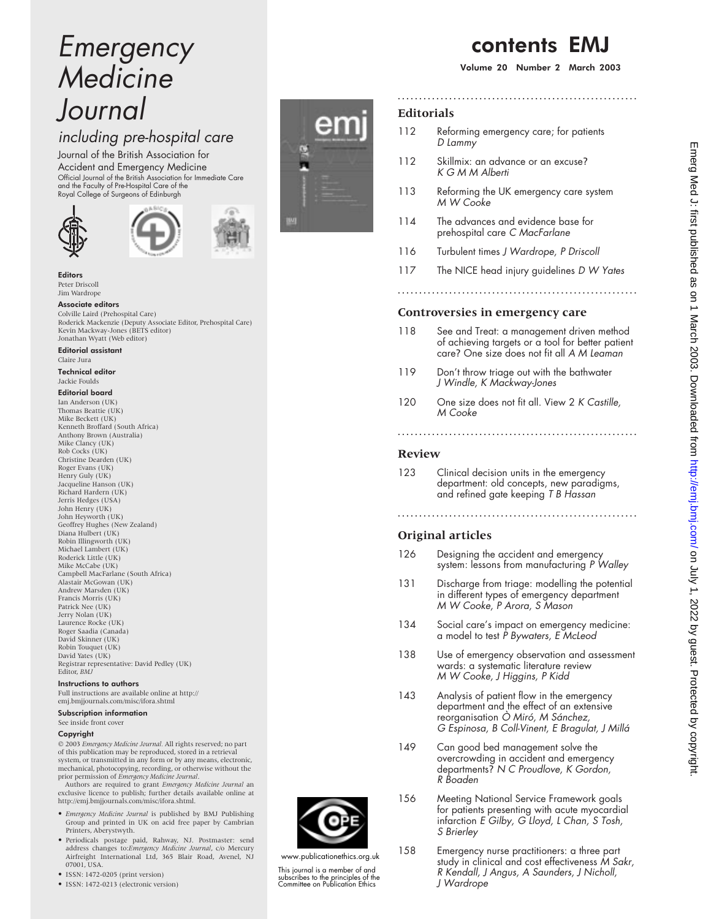# Emergency Medicine Journal

## including pre-hospital care

Journal of the British Association for Accident and Emergency Medicine

Official Journal of the British Association for Immediate Care and the Faculty of Pre-Hospital Care of the Royal College of Surgeons of Edinburgh

**Editors**
Peter Driscoll
Jim Wardrope

**Associate editors**
Colville Laird (Prehospital Care)
Roderick Mackenzie (Deputy Associate Editor, Prehospital Care)
Kevin Mackway-Jones (BETS editor)
Jonathan Wyatt (Web editor)

**Editorial assistant**
Claire Jura

**Technical editor**
Jackie Foulds

**Editorial board**
Ian Anderson (UK)
Thomas Beattie (UK)
Mike Beckett (UK)
Kenneth Broffard (South Africa)
Anthony Brown (Australia)
Mike Clancy (UK)
Rob Cocks (UK)
Christine Dearden (UK)
Roger Evans (UK)
Henry Guly (UK)
Jacqueline Hanson (UK)
Richard Hardern (UK)
Jerris Hedges (USA)
John Henry (UK)
John Heyworth (UK)
Geoffrey Hughes (New Zealand)
Diana Hulbert (UK)
Robin Illingworth (UK)
Michael Lambert (UK)
Roderick Little (UK)
Mike McCabe (UK)
Campbell MacFarlane (South Africa)
Alastair McGowan (UK)
Andrew Marsden (UK)
Francis Morris (UK)
Patrick Nee (UK)
Jerry Nolan (UK)
Laurence Rocke (UK)
Roger Saadia (Canada)
David Skinner (UK)
Robin Touquet (UK)
David Yates (UK)
Registrar representative: David Pedley (UK)
Editor, *BMJ*

**Instructions to authors**
Full instructions are available online at http://emj.bmjjournals.com/misc/ifora.shtml

**Subscription information**
See inside front cover

**Copyright**
© 2003 *Emergency Medicine Journal*. All rights reserved; no part of this publication may be reproduced, stored in a retrieval system, or transmitted in any form or by any means, electronic, mechanical, photocopying, recording, or otherwise without the prior permission of *Emergency Medicine Journal*.

Authors are required to grant *Emergency Medicine Journal* an exclusive licence to publish; further details available online at http://emj.bmjjournals.com/misc/ifora.shtml.

- *Emergency Medicine Journal* is published by BMJ Publishing Group and printed in UK on acid free paper by Cambrian Printers, Aberystwyth.
- Periodicals postage paid, Rahway, NJ. Postmaster: send address changes to:*Emergency Medicine Journal*, c/o Mercury Airfreight International Ltd, 365 Blair Road, Avenel, NJ 07001, USA.
- ISSN: 1472-0205 (print version)
- ISSN: 1472-0213 (electronic version)

www.publicationethics.org.uk

This journal is a member of and subscribes to the principles of the Committee on Publication Ethics

# contents EMJ

**Volume 20 Number 2 March 2003**

## Editorials

112 Reforming emergency care; for patients *D Lammy*

112 Skillmix: an advance or an excuse? *K G M M Alberti*

113 Reforming the UK emergency care system *M W Cooke*

114 The advances and evidence base for prehospital care *C MacFarlane*

116 Turbulent times *J Wardrope, P Driscoll*

117 The NICE head injury guidelines *D W Yates*

## Controversies in emergency care

118 See and Treat: a management driven method of achieving targets or a tool for better patient care? One size does not fit all *A M Leaman*

119 Don't throw triage out with the bathwater *J Windle, K Mackway-Jones*

120 One size does not fit all. View 2 *K Castille, M Cooke*

## Review

123 Clinical decision units in the emergency department: old concepts, new paradigms, and refined gate keeping *T B Hassan*

## Original articles

126 Designing the accident and emergency system: lessons from manufacturing *P Walley*

131 Discharge from triage: modelling the potential in different types of emergency department *M W Cooke, P Arora, S Mason*

134 Social care's impact on emergency medicine: a model to test *P Bywaters, E McLeod*

138 Use of emergency observation and assessment wards: a systematic literature review *M W Cooke, J Higgins, P Kidd*

143 Analysis of patient flow in the emergency department and the effect of an extensive reorganisation *Ò Miró, M Sánchez, G Espinosa, B Coll-Vinent, E Bragulat, J Millá*

149 Can good bed management solve the overcrowding in accident and emergency departments? *N C Proudlove, K Gordon, R Boaden*

156 Meeting National Service Framework goals for patients presenting with acute myocardial infarction *E Gilby, G Lloyd, L Chan, S Tosh, S Brierley*

158 Emergency nurse practitioners: a three part study in clinical and cost effectiveness *M Sakr, R Kendall, J Angus, A Saunders, J Nicholl, J Wardrope*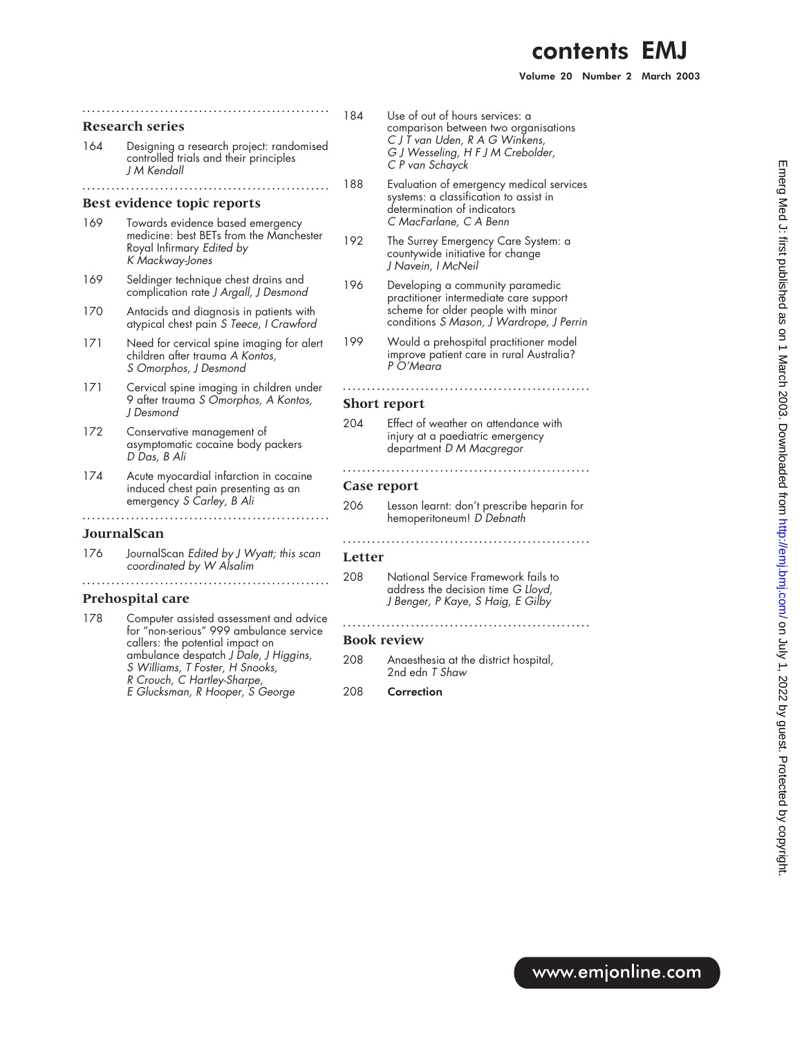# contents EMJ

Volume 20 Number 2 March 2003

## Research series

164 Designing a research project: randomised controlled trials and their principles *J M Kendall*

## Best evidence topic reports

169 Towards evidence based emergency medicine: best BETs from the Manchester Royal Infirmary *Edited by K Mackway-Jones*

169 Seldinger technique chest drains and complication rate *J Argall, J Desmond*

170 Antacids and diagnosis in patients with atypical chest pain *S Teece, I Crawford*

171 Need for cervical spine imaging for alert children after trauma *A Kontos, S Omorphos, J Desmond*

171 Cervical spine imaging in children under 9 after trauma *S Omorphos, A Kontos, J Desmond*

172 Conservative management of asymptomatic cocaine body packers *D Das, B Ali*

174 Acute myocardial infarction in cocaine induced chest pain presenting as an emergency *S Carley, B Ali*

## JournalScan

176 JournalScan *Edited by J Wyatt; this scan coordinated by W Alsalim*

## Prehospital care

178 Computer assisted assessment and advice for "non-serious" 999 ambulance service callers: the potential impact on ambulance despatch *J Dale, J Higgins, S Williams, T Foster, H Snooks, R Crouch, C Hartley-Sharpe, E Glucksman, R Hooper, S George*

184 Use of out of hours services: a comparison between two organisations *C J T van Uden, R A G Winkens, G J Wesseling, H F J M Crebolder, C P van Schayck*

188 Evaluation of emergency medical services systems: a classification to assist in determination of indicators *C MacFarlane, C A Benn*

192 The Surrey Emergency Care System: a countywide initiative for change *J Navein, I McNeil*

196 Developing a community paramedic practitioner intermediate care support scheme for older people with minor conditions *S Mason, J Wardrope, J Perrin*

199 Would a prehospital practitioner model improve patient care in rural Australia? *P O'Meara*

## Short report

204 Effect of weather on attendance with injury at a paediatric emergency department *D M Macgregor*

## Case report

206 Lesson learnt: don't prescribe heparin for hemoperitoneum! *D Debnath*

## Letter

208 National Service Framework fails to address the decision time *G Lloyd, J Benger, P Kaye, S Haig, E Gilby*

## Book review

208 Anaesthesia at the district hospital, 2nd edn *T Shaw*

208 **Correction**

www.emjonline.com